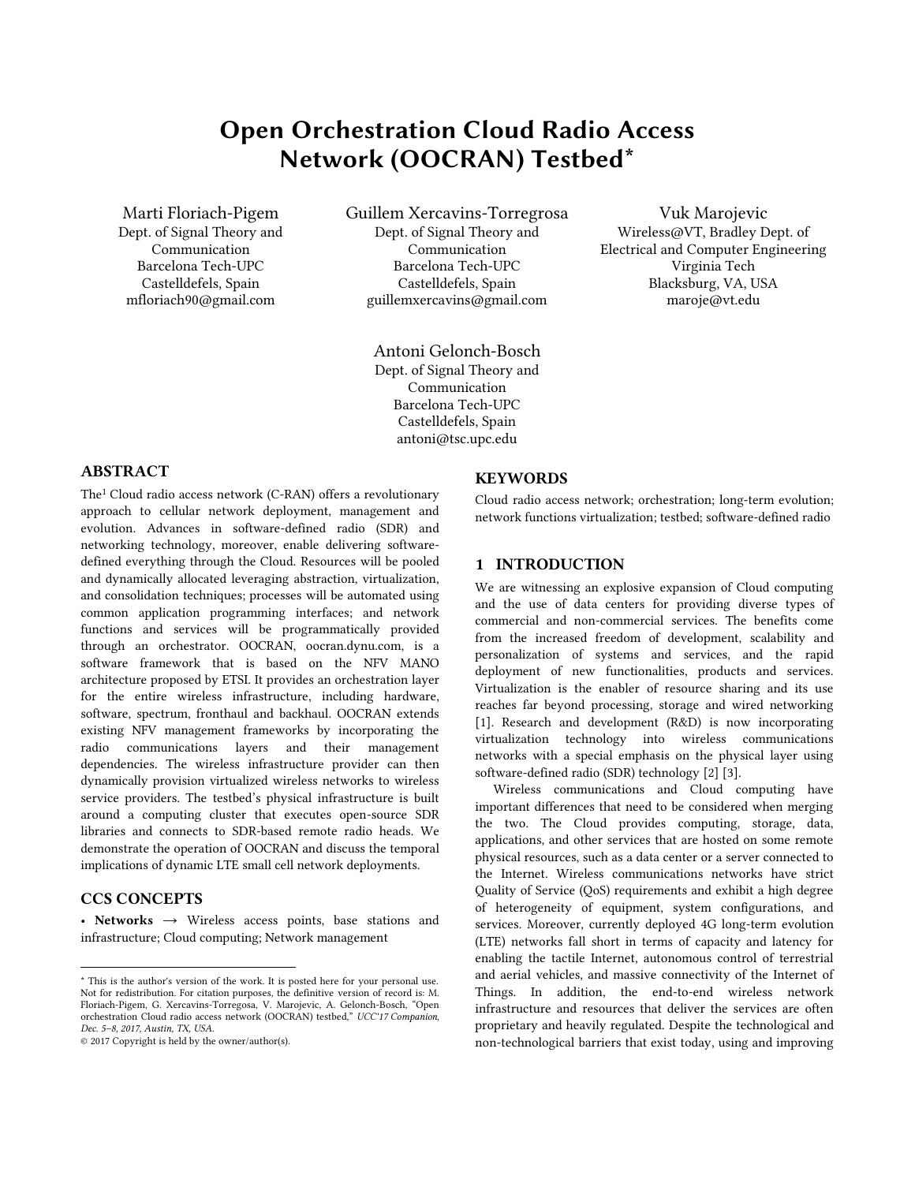# Open Orchestration Cloud Radio Access Network (OOCRAN) Testbed*

Marti Floriach-Pigem
Dept. of Signal Theory and Communication
Barcelona Tech-UPC
Castelldefels, Spain
mfloriach90@gmail.com

Guillem Xercavins-Torregrosa
Dept. of Signal Theory and Communication
Barcelona Tech-UPC
Castelldefels, Spain
guillemxercavins@gmail.com

Vuk Marojevic
Wireless@VT, Bradley Dept. of Electrical and Computer Engineering
Virginia Tech
Blacksburg, VA, USA
maroje@vt.edu

Antoni Gelonch-Bosch
Dept. of Signal Theory and Communication
Barcelona Tech-UPC
Castelldefels, Spain
antoni@tsc.upc.edu

## ABSTRACT

The[1] Cloud radio access network (C-RAN) offers a revolutionary approach to cellular network deployment, management and evolution. Advances in software-defined radio (SDR) and networking technology, moreover, enable delivering software-defined everything through the Cloud. Resources will be pooled and dynamically allocated leveraging abstraction, virtualization, and consolidation techniques; processes will be automated using common application programming interfaces; and network functions and services will be programmatically provided through an orchestrator. OOCRAN, oocran.dynu.com, is a software framework that is based on the NFV MANO architecture proposed by ETSI. It provides an orchestration layer for the entire wireless infrastructure, including hardware, software, spectrum, fronthaul and backhaul. OOCRAN extends existing NFV management frameworks by incorporating the radio communications layers and their management dependencies. The wireless infrastructure provider can then dynamically provision virtualized wireless networks to wireless service providers. The testbed's physical infrastructure is built around a computing cluster that executes open-source SDR libraries and connects to SDR-based remote radio heads. We demonstrate the operation of OOCRAN and discuss the temporal implications of dynamic LTE small cell network deployments.

## CCS CONCEPTS

• **Networks** → Wireless access points, base stations and infrastructure; Cloud computing; Network management

## KEYWORDS

Cloud radio access network; orchestration; long-term evolution; network functions virtualization; testbed; software-defined radio

## 1 INTRODUCTION

We are witnessing an explosive expansion of Cloud computing and the use of data centers for providing diverse types of commercial and non-commercial services. The benefits come from the increased freedom of development, scalability and personalization of systems and services, and the rapid deployment of new functionalities, products and services. Virtualization is the enabler of resource sharing and its use reaches far beyond processing, storage and wired networking [1]. Research and development (R&D) is now incorporating virtualization technology into wireless communications networks with a special emphasis on the physical layer using software-defined radio (SDR) technology [2] [3].

Wireless communications and Cloud computing have important differences that need to be considered when merging the two. The Cloud provides computing, storage, data, applications, and other services that are hosted on some remote physical resources, such as a data center or a server connected to the Internet. Wireless communications networks have strict Quality of Service (QoS) requirements and exhibit a high degree of heterogeneity of equipment, system configurations, and services. Moreover, currently deployed 4G long-term evolution (LTE) networks fall short in terms of capacity and latency for enabling the tactile Internet, autonomous control of terrestrial and aerial vehicles, and massive connectivity of the Internet of Things. In addition, the end-to-end wireless network infrastructure and resources that deliver the services are often proprietary and heavily regulated. Despite the technological and non-technological barriers that exist today, using and improving

---

* This is the author's version of the work. It is posted here for your personal use. Not for redistribution. For citation purposes, the definitive version of record is: M. Floriach-Pigem, G. Xercavins-Torregosa, V. Marojevic, A. Gelonch-Bosch, "Open orchestration Cloud radio access network (OOCRAN) testbed," *UCC'17 Companion, Dec. 5–8, 2017, Austin, TX, USA.*

© 2017 Copyright is held by the owner/author(s).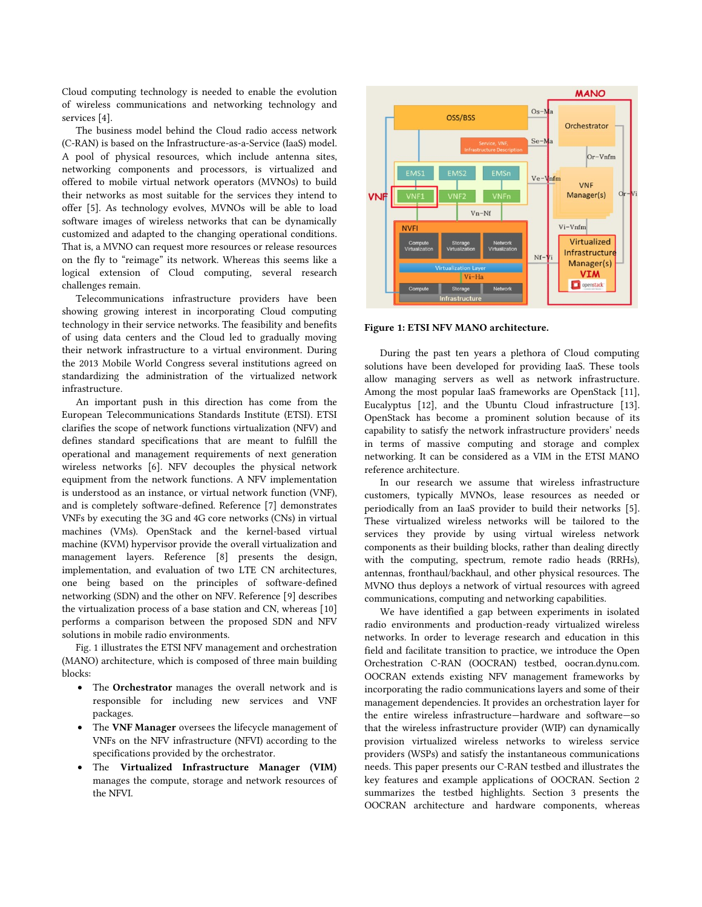Cloud computing technology is needed to enable the evolution of wireless communications and networking technology and services [4].

The business model behind the Cloud radio access network (C-RAN) is based on the Infrastructure-as-a-Service (IaaS) model. A pool of physical resources, which include antenna sites, networking components and processors, is virtualized and offered to mobile virtual network operators (MVNOs) to build their networks as most suitable for the services they intend to offer [5]. As technology evolves, MVNOs will be able to load software images of wireless networks that can be dynamically customized and adapted to the changing operational conditions. That is, a MVNO can request more resources or release resources on the fly to "reimage" its network. Whereas this seems like a logical extension of Cloud computing, several research challenges remain.

Telecommunications infrastructure providers have been showing growing interest in incorporating Cloud computing technology in their service networks. The feasibility and benefits of using data centers and the Cloud led to gradually moving their network infrastructure to a virtual environment. During the 2013 Mobile World Congress several institutions agreed on standardizing the administration of the virtualized network infrastructure.

An important push in this direction has come from the European Telecommunications Standards Institute (ETSI). ETSI clarifies the scope of network functions virtualization (NFV) and defines standard specifications that are meant to fulfill the operational and management requirements of next generation wireless networks [6]. NFV decouples the physical network equipment from the network functions. A NFV implementation is understood as an instance, or virtual network function (VNF), and is completely software-defined. Reference [7] demonstrates VNFs by executing the 3G and 4G core networks (CNs) in virtual machines (VMs). OpenStack and the kernel-based virtual machine (KVM) hypervisor provide the overall virtualization and management layers. Reference [8] presents the design, implementation, and evaluation of two LTE CN architectures, one being based on the principles of software-defined networking (SDN) and the other on NFV. Reference [9] describes the virtualization process of a base station and CN, whereas [10] performs a comparison between the proposed SDN and NFV solutions in mobile radio environments.

Fig. 1 illustrates the ETSI NFV management and orchestration (MANO) architecture, which is composed of three main building blocks:

- The **Orchestrator** manages the overall network and is responsible for including new services and VNF packages.
- The **VNF Manager** oversees the lifecycle management of VNFs on the NFV infrastructure (NFVI) according to the specifications provided by the orchestrator.
- The **Virtualized Infrastructure Manager (VIM)** manages the compute, storage and network resources of the NFVI.

**Figure 1: ETSI NFV MANO architecture.**

During the past ten years a plethora of Cloud computing solutions have been developed for providing IaaS. These tools allow managing servers as well as network infrastructure. Among the most popular IaaS frameworks are OpenStack [11], Eucalyptus [12], and the Ubuntu Cloud infrastructure [13]. OpenStack has become a prominent solution because of its capability to satisfy the network infrastructure providers' needs in terms of massive computing and storage and complex networking. It can be considered as a VIM in the ETSI MANO reference architecture.

In our research we assume that wireless infrastructure customers, typically MVNOs, lease resources as needed or periodically from an IaaS provider to build their networks [5]. These virtualized wireless networks will be tailored to the services they provide by using virtual wireless network components as their building blocks, rather than dealing directly with the computing, spectrum, remote radio heads (RRHs), antennas, fronthaul/backhaul, and other physical resources. The MVNO thus deploys a network of virtual resources with agreed communications, computing and networking capabilities.

We have identified a gap between experiments in isolated radio environments and production-ready virtualized wireless networks. In order to leverage research and education in this field and facilitate transition to practice, we introduce the Open Orchestration C-RAN (OOCRAN) testbed, oocran.dynu.com. OOCRAN extends existing NFV management frameworks by incorporating the radio communications layers and some of their management dependencies. It provides an orchestration layer for the entire wireless infrastructure—hardware and software—so that the wireless infrastructure provider (WIP) can dynamically provision virtualized wireless networks to wireless service providers (WSPs) and satisfy the instantaneous communications needs. This paper presents our C-RAN testbed and illustrates the key features and example applications of OOCRAN. Section 2 summarizes the testbed highlights. Section 3 presents the OOCRAN architecture and hardware components, whereas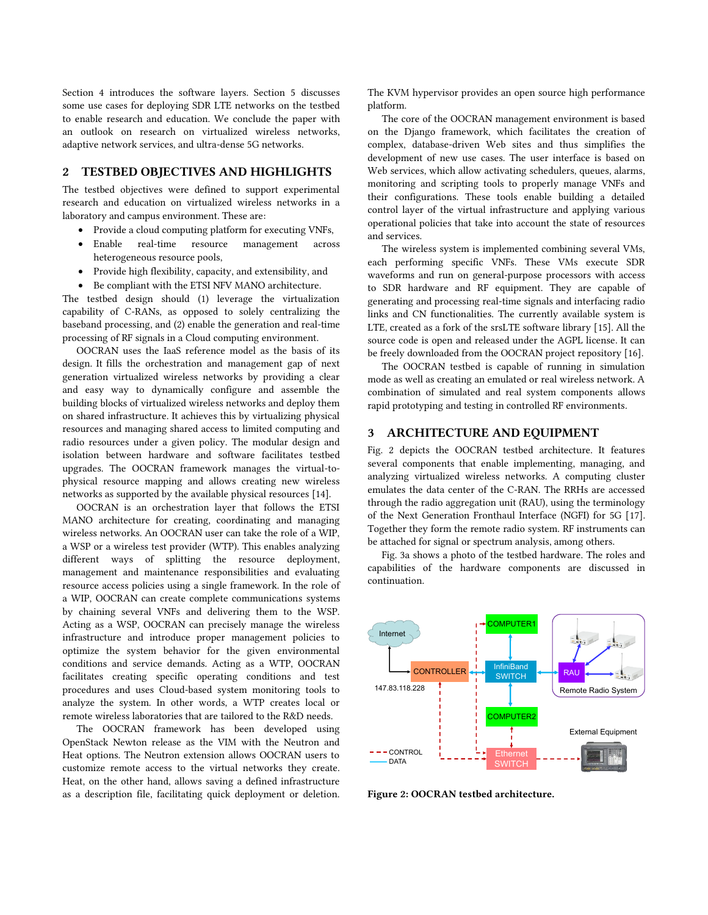Section 4 introduces the software layers. Section 5 discusses some use cases for deploying SDR LTE networks on the testbed to enable research and education. We conclude the paper with an outlook on research on virtualized wireless networks, adaptive network services, and ultra-dense 5G networks.

## 2 TESTBED OBJECTIVES AND HIGHLIGHTS

The testbed objectives were defined to support experimental research and education on virtualized wireless networks in a laboratory and campus environment. These are:

- Provide a cloud computing platform for executing VNFs,
- Enable real-time resource management across heterogeneous resource pools,
- Provide high flexibility, capacity, and extensibility, and
- Be compliant with the ETSI NFV MANO architecture.

The testbed design should (1) leverage the virtualization capability of C-RANs, as opposed to solely centralizing the baseband processing, and (2) enable the generation and real-time processing of RF signals in a Cloud computing environment.

OOCRAN uses the IaaS reference model as the basis of its design. It fills the orchestration and management gap of next generation virtualized wireless networks by providing a clear and easy way to dynamically configure and assemble the building blocks of virtualized wireless networks and deploy them on shared infrastructure. It achieves this by virtualizing physical resources and managing shared access to limited computing and radio resources under a given policy. The modular design and isolation between hardware and software facilitates testbed upgrades. The OOCRAN framework manages the virtual-to-physical resource mapping and allows creating new wireless networks as supported by the available physical resources [14].

OOCRAN is an orchestration layer that follows the ETSI MANO architecture for creating, coordinating and managing wireless networks. An OOCRAN user can take the role of a WIP, a WSP or a wireless test provider (WTP). This enables analyzing different ways of splitting the resource deployment, management and maintenance responsibilities and evaluating resource access policies using a single framework. In the role of a WIP, OOCRAN can create complete communications systems by chaining several VNFs and delivering them to the WSP. Acting as a WSP, OOCRAN can precisely manage the wireless infrastructure and introduce proper management policies to optimize the system behavior for the given environmental conditions and service demands. Acting as a WTP, OOCRAN facilitates creating specific operating conditions and test procedures and uses Cloud-based system monitoring tools to analyze the system. In other words, a WTP creates local or remote wireless laboratories that are tailored to the R&D needs.

The OOCRAN framework has been developed using OpenStack Newton release as the VIM with the Neutron and Heat options. The Neutron extension allows OOCRAN users to customize remote access to the virtual networks they create. Heat, on the other hand, allows saving a defined infrastructure as a description file, facilitating quick deployment or deletion. The KVM hypervisor provides an open source high performance platform.

The core of the OOCRAN management environment is based on the Django framework, which facilitates the creation of complex, database-driven Web sites and thus simplifies the development of new use cases. The user interface is based on Web services, which allow activating schedulers, queues, alarms, monitoring and scripting tools to properly manage VNFs and their configurations. These tools enable building a detailed control layer of the virtual infrastructure and applying various operational policies that take into account the state of resources and services.

The wireless system is implemented combining several VMs, each performing specific VNFs. These VMs execute SDR waveforms and run on general-purpose processors with access to SDR hardware and RF equipment. They are capable of generating and processing real-time signals and interfacing radio links and CN functionalities. The currently available system is LTE, created as a fork of the srsLTE software library [15]. All the source code is open and released under the AGPL license. It can be freely downloaded from the OOCRAN project repository [16].

The OOCRAN testbed is capable of running in simulation mode as well as creating an emulated or real wireless network. A combination of simulated and real system components allows rapid prototyping and testing in controlled RF environments.

## 3 ARCHITECTURE AND EQUIPMENT

Fig. 2 depicts the OOCRAN testbed architecture. It features several components that enable implementing, managing, and analyzing virtualized wireless networks. A computing cluster emulates the data center of the C-RAN. The RRHs are accessed through the radio aggregation unit (RAU), using the terminology of the Next Generation Fronthaul Interface (NGFI) for 5G [17]. Together they form the remote radio system. RF instruments can be attached for signal or spectrum analysis, among others.

Fig. 3a shows a photo of the testbed hardware. The roles and capabilities of the hardware components are discussed in continuation.

**Figure 2: OOCRAN testbed architecture.**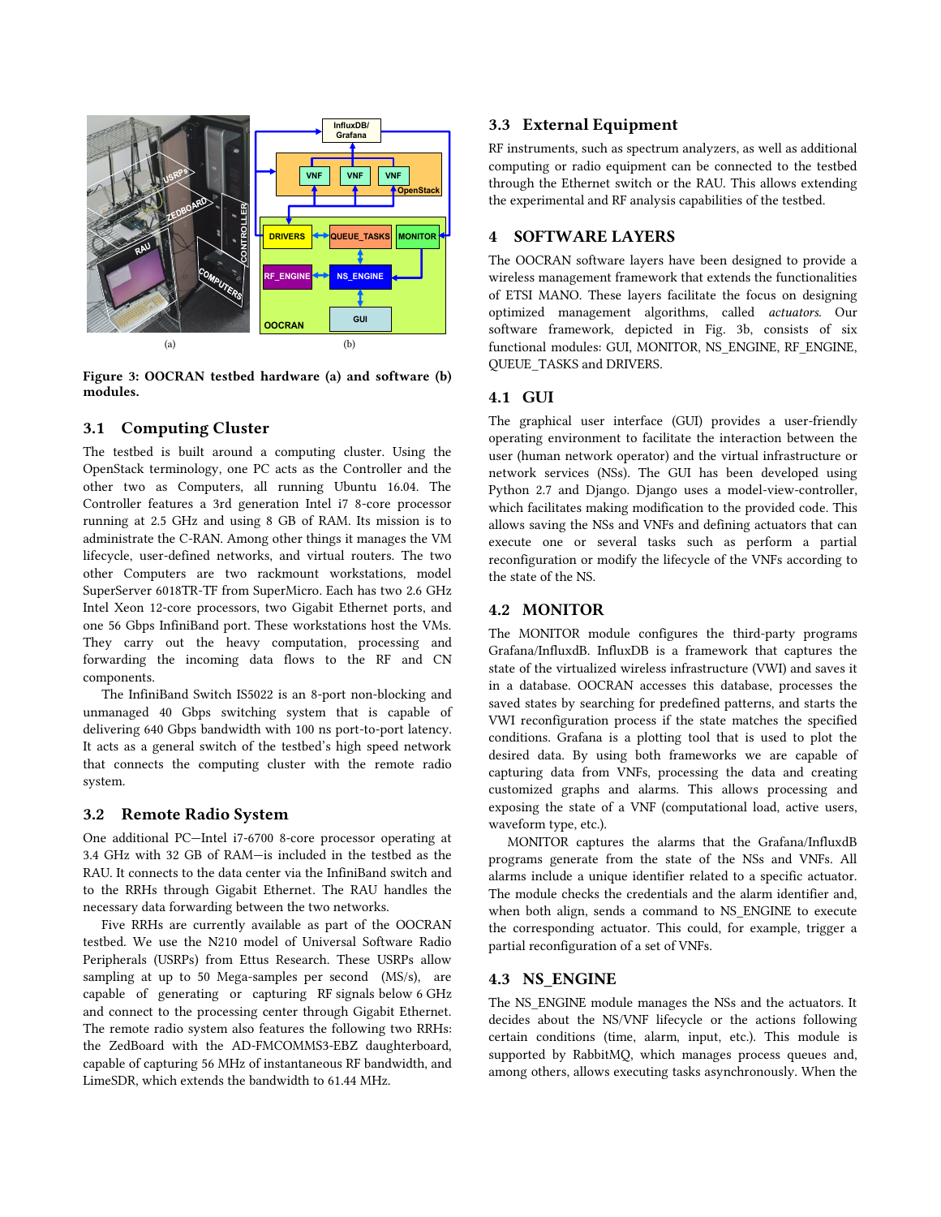Figure 3: OOCRAN testbed hardware (a) and software (b) modules.

## 3.1 Computing Cluster

The testbed is built around a computing cluster. Using the OpenStack terminology, one PC acts as the Controller and the other two as Computers, all running Ubuntu 16.04. The Controller features a 3rd generation Intel i7 8-core processor running at 2.5 GHz and using 8 GB of RAM. Its mission is to administrate the C-RAN. Among other things it manages the VM lifecycle, user-defined networks, and virtual routers. The two other Computers are two rackmount workstations, model SuperServer 6018TR-TF from SuperMicro. Each has two 2.6 GHz Intel Xeon 12-core processors, two Gigabit Ethernet ports, and one 56 Gbps InfiniBand port. These workstations host the VMs. They carry out the heavy computation, processing and forwarding the incoming data flows to the RF and CN components.

The InfiniBand Switch IS5022 is an 8-port non-blocking and unmanaged 40 Gbps switching system that is capable of delivering 640 Gbps bandwidth with 100 ns port-to-port latency. It acts as a general switch of the testbed's high speed network that connects the computing cluster with the remote radio system.

## 3.2 Remote Radio System

One additional PC—Intel i7-6700 8-core processor operating at 3.4 GHz with 32 GB of RAM—is included in the testbed as the RAU. It connects to the data center via the InfiniBand switch and to the RRHs through Gigabit Ethernet. The RAU handles the necessary data forwarding between the two networks.

Five RRHs are currently available as part of the OOCRAN testbed. We use the N210 model of Universal Software Radio Peripherals (USRPs) from Ettus Research. These USRPs allow sampling at up to 50 Mega-samples per second (MS/s), are capable of generating or capturing RF signals below 6 GHz and connect to the processing center through Gigabit Ethernet. The remote radio system also features the following two RRHs: the ZedBoard with the AD-FMCOMMS3-EBZ daughterboard, capable of capturing 56 MHz of instantaneous RF bandwidth, and LimeSDR, which extends the bandwidth to 61.44 MHz.

## 3.3 External Equipment

RF instruments, such as spectrum analyzers, as well as additional computing or radio equipment can be connected to the testbed through the Ethernet switch or the RAU. This allows extending the experimental and RF analysis capabilities of the testbed.

# 4 SOFTWARE LAYERS

The OOCRAN software layers have been designed to provide a wireless management framework that extends the functionalities of ETSI MANO. These layers facilitate the focus on designing optimized management algorithms, called *actuators*. Our software framework, depicted in Fig. 3b, consists of six functional modules: GUI, MONITOR, NS_ENGINE, RF_ENGINE, QUEUE_TASKS and DRIVERS.

## 4.1 GUI

The graphical user interface (GUI) provides a user-friendly operating environment to facilitate the interaction between the user (human network operator) and the virtual infrastructure or network services (NSs). The GUI has been developed using Python 2.7 and Django. Django uses a model-view-controller, which facilitates making modification to the provided code. This allows saving the NSs and VNFs and defining actuators that can execute one or several tasks such as perform a partial reconfiguration or modify the lifecycle of the VNFs according to the state of the NS.

## 4.2 MONITOR

The MONITOR module configures the third-party programs Grafana/InfluxDB. InfluxDB is a framework that captures the state of the virtualized wireless infrastructure (VWI) and saves it in a database. OOCRAN accesses this database, processes the saved states by searching for predefined patterns, and starts the VWI reconfiguration process if the state matches the specified conditions. Grafana is a plotting tool that is used to plot the desired data. By using both frameworks we are capable of capturing data from VNFs, processing the data and creating customized graphs and alarms. This allows processing and exposing the state of a VNF (computational load, active users, waveform type, etc.).

MONITOR captures the alarms that the Grafana/InfluxdB programs generate from the state of the NSs and VNFs. All alarms include a unique identifier related to a specific actuator. The module checks the credentials and the alarm identifier and, when both align, sends a command to NS_ENGINE to execute the corresponding actuator. This could, for example, trigger a partial reconfiguration of a set of VNFs.

## 4.3 NS_ENGINE

The NS_ENGINE module manages the NSs and the actuators. It decides about the NS/VNF lifecycle or the actions following certain conditions (time, alarm, input, etc.). This module is supported by RabbitMQ, which manages process queues and, among others, allows executing tasks asynchronously. When the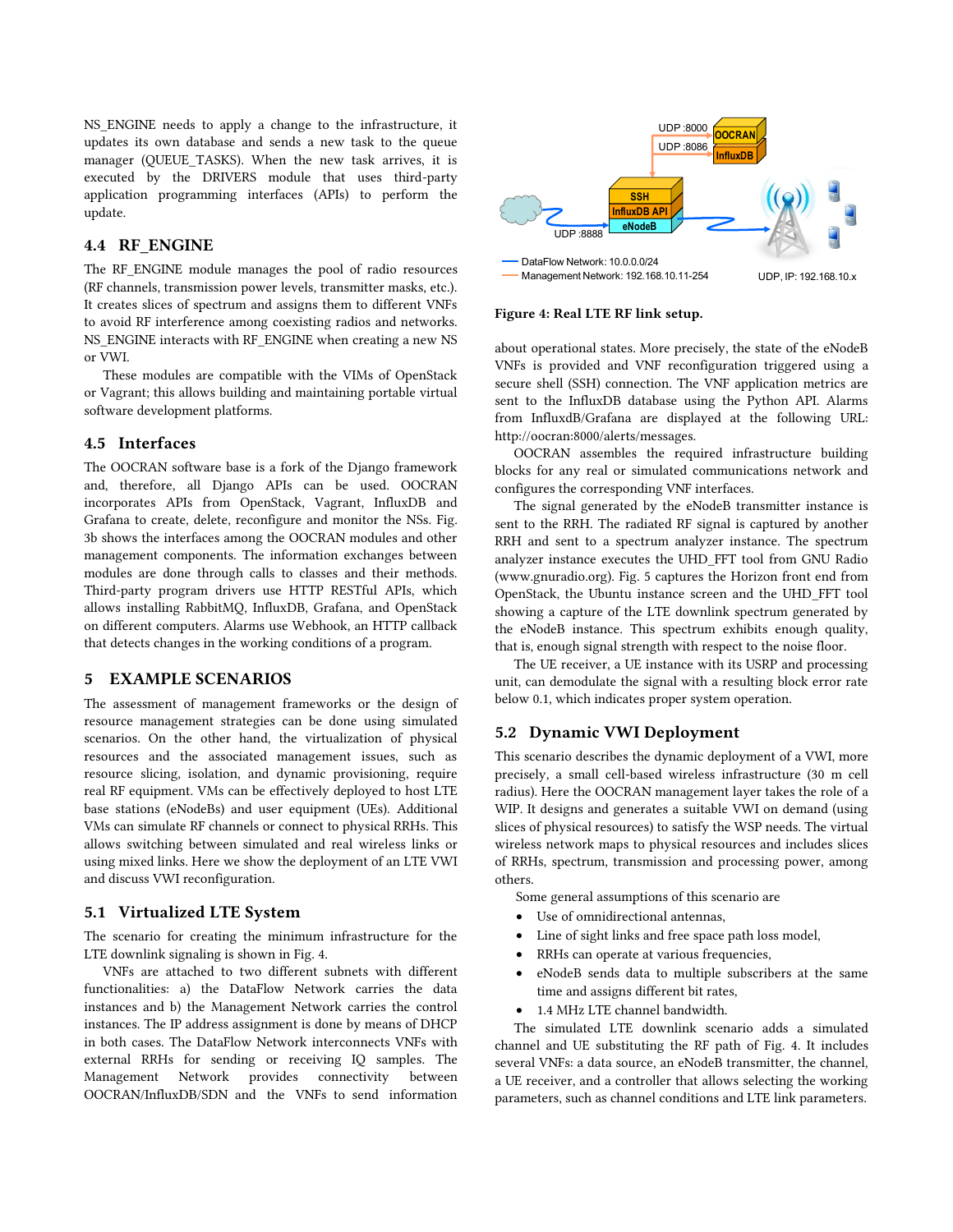NS_ENGINE needs to apply a change to the infrastructure, it updates its own database and sends a new task to the queue manager (QUEUE_TASKS). When the new task arrives, it is executed by the DRIVERS module that uses third-party application programming interfaces (APIs) to perform the update.

### 4.4 RF_ENGINE

The RF_ENGINE module manages the pool of radio resources (RF channels, transmission power levels, transmitter masks, etc.). It creates slices of spectrum and assigns them to different VNFs to avoid RF interference among coexisting radios and networks. NS_ENGINE interacts with RF_ENGINE when creating a new NS or VWI.

These modules are compatible with the VIMs of OpenStack or Vagrant; this allows building and maintaining portable virtual software development platforms.

### 4.5 Interfaces

The OOCRAN software base is a fork of the Django framework and, therefore, all Django APIs can be used. OOCRAN incorporates APIs from OpenStack, Vagrant, InfluxDB and Grafana to create, delete, reconfigure and monitor the NSs. Fig. 3b shows the interfaces among the OOCRAN modules and other management components. The information exchanges between modules are done through calls to classes and their methods. Third-party program drivers use HTTP RESTful APIs, which allows installing RabbitMQ, InfluxDB, Grafana, and OpenStack on different computers. Alarms use Webhook, an HTTP callback that detects changes in the working conditions of a program.

## 5 EXAMPLE SCENARIOS

The assessment of management frameworks or the design of resource management strategies can be done using simulated scenarios. On the other hand, the virtualization of physical resources and the associated management issues, such as resource slicing, isolation, and dynamic provisioning, require real RF equipment. VMs can be effectively deployed to host LTE base stations (eNodeBs) and user equipment (UEs). Additional VMs can simulate RF channels or connect to physical RRHs. This allows switching between simulated and real wireless links or using mixed links. Here we show the deployment of an LTE VWI and discuss VWI reconfiguration.

### 5.1 Virtualized LTE System

The scenario for creating the minimum infrastructure for the LTE downlink signaling is shown in Fig. 4.

VNFs are attached to two different subnets with different functionalities: a) the DataFlow Network carries the data instances and b) the Management Network carries the control instances. The IP address assignment is done by means of DHCP in both cases. The DataFlow Network interconnects VNFs with external RRHs for sending or receiving IQ samples. The Management Network provides connectivity between OOCRAN/InfluxDB/SDN and the VNFs to send information about operational states. More precisely, the state of the eNodeB VNFs is provided and VNF reconfiguration triggered using a secure shell (SSH) connection. The VNF application metrics are sent to the InfluxDB database using the Python API. Alarms from InfluxdB/Grafana are displayed at the following URL: http://oocran:8000/alerts/messages.

**Figure 4: Real LTE RF link setup.**

OOCRAN assembles the required infrastructure building blocks for any real or simulated communications network and configures the corresponding VNF interfaces.

The signal generated by the eNodeB transmitter instance is sent to the RRH. The radiated RF signal is captured by another RRH and sent to a spectrum analyzer instance. The spectrum analyzer instance executes the UHD_FFT tool from GNU Radio (www.gnuradio.org). Fig. 5 captures the Horizon front end from OpenStack, the Ubuntu instance screen and the UHD_FFT tool showing a capture of the LTE downlink spectrum generated by the eNodeB instance. This spectrum exhibits enough quality, that is, enough signal strength with respect to the noise floor.

The UE receiver, a UE instance with its USRP and processing unit, can demodulate the signal with a resulting block error rate below 0.1, which indicates proper system operation.

### 5.2 Dynamic VWI Deployment

This scenario describes the dynamic deployment of a VWI, more precisely, a small cell-based wireless infrastructure (30 m cell radius). Here the OOCRAN management layer takes the role of a WIP. It designs and generates a suitable VWI on demand (using slices of physical resources) to satisfy the WSP needs. The virtual wireless network maps to physical resources and includes slices of RRHs, spectrum, transmission and processing power, among others.

Some general assumptions of this scenario are

- Use of omnidirectional antennas,
- Line of sight links and free space path loss model,
- RRHs can operate at various frequencies,
- eNodeB sends data to multiple subscribers at the same time and assigns different bit rates,
- 1.4 MHz LTE channel bandwidth.

The simulated LTE downlink scenario adds a simulated channel and UE substituting the RF path of Fig. 4. It includes several VNFs: a data source, an eNodeB transmitter, the channel, a UE receiver, and a controller that allows selecting the working parameters, such as channel conditions and LTE link parameters.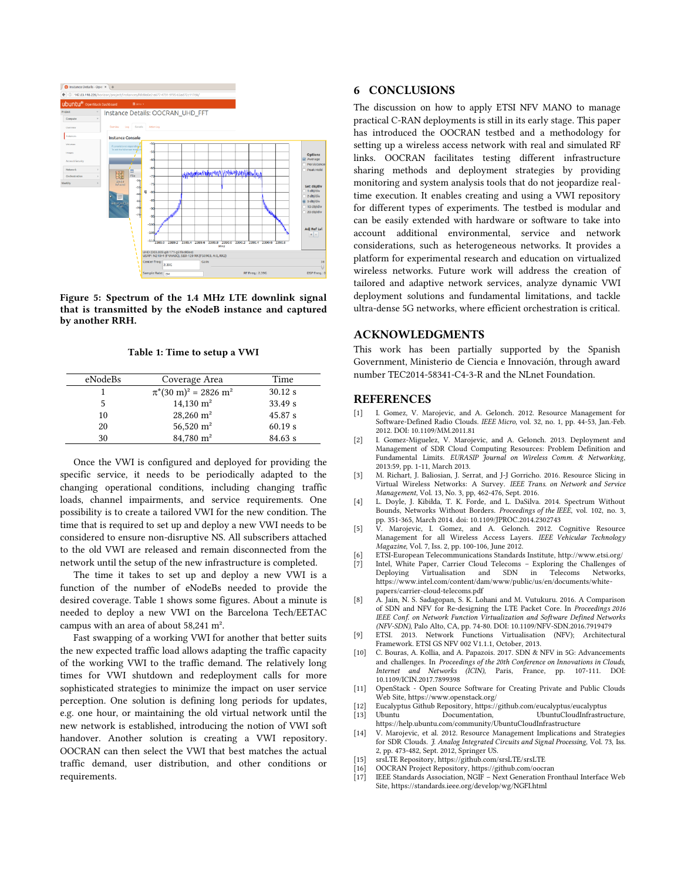Figure 5: Spectrum of the 1.4 MHz LTE downlink signal that is transmitted by the eNodeB instance and captured by another RRH.

Table 1: Time to setup a VWI

| eNodeBs | Coverage Area | Time |
|---|---|---|
| 1 | $\pi$*(30 m)$^2$ = 2826 m$^2$ | 30.12 s |
| 5 | 14,130 m$^2$ | 33.49 s |
| 10 | 28,260 m$^2$ | 45.87 s |
| 20 | 56,520 m$^2$ | 60.19 s |
| 30 | 84,780 m$^2$ | 84.63 s |

Once the VWI is configured and deployed for providing the specific service, it needs to be periodically adapted to the changing operational conditions, including changing traffic loads, channel impairments, and service requirements. One possibility is to create a tailored VWI for the new condition. The time that is required to set up and deploy a new VWI needs to be considered to ensure non-disruptive NS. All subscribers attached to the old VWI are released and remain disconnected from the network until the setup of the new infrastructure is completed.

The time it takes to set up and deploy a new VWI is a function of the number of eNodeBs needed to provide the desired coverage. Table 1 shows some figures. About a minute is needed to deploy a new VWI on the Barcelona Tech/EETAC campus with an area of about 58,241 m$^2$.

Fast swapping of a working VWI for another that better suits the new expected traffic load allows adapting the traffic capacity of the working VWI to the traffic demand. The relatively long times for VWI shutdown and redeployment calls for more sophisticated strategies to minimize the impact on user service perception. One solution is defining long periods for updates, e.g. one hour, or maintaining the old virtual network until the new network is established, introducing the notion of VWI soft handover. Another solution is creating a VWI repository. OOCRAN can then select the VWI that best matches the actual traffic demand, user distribution, and other conditions or requirements.

## 6 CONCLUSIONS

The discussion on how to apply ETSI NFV MANO to manage practical C-RAN deployments is still in its early stage. This paper has introduced the OOCRAN testbed and a methodology for setting up a wireless access network with real and simulated RF links. OOCRAN facilitates testing different infrastructure sharing methods and deployment strategies by providing monitoring and system analysis tools that do not jeopardize real-time execution. It enables creating and using a VWI repository for different types of experiments. The testbed is modular and can be easily extended with hardware or software to take into account additional environmental, service and network considerations, such as heterogeneous networks. It provides a platform for experimental research and education on virtualized wireless networks. Future work will address the creation of tailored and adaptive network services, analyze dynamic VWI deployment solutions and fundamental limitations, and tackle ultra-dense 5G networks, where efficient orchestration is critical.

## ACKNOWLEDGMENTS

This work has been partially supported by the Spanish Government, Ministerio de Ciencia e Innovación, through award number TEC2014-58341-C4-3-R and the NLnet Foundation.

## REFERENCES

[1] I. Gomez, V. Marojevic, and A. Gelonch. 2012. Resource Management for Software-Defined Radio Clouds. *IEEE Micro*, vol. 32, no. 1, pp. 44-53, Jan.-Feb. 2012. DOI: 10.1109/MM.2011.81

[2] I. Gomez-Miguelez, V. Marojevic, and A. Gelonch. 2013. Deployment and Management of SDR Cloud Computing Resources: Problem Definition and Fundamental Limits. *EURASIP Journal on Wireless Comm. & Networking*, 2013:59, pp. 1-11, March 2013.

[3] M. Richart, J. Baliosian, J. Serrat, and J-J Gorricho. 2016. Resource Slicing in Virtual Wireless Networks: A Survey. *IEEE Trans. on Network and Service Management*, Vol. 13, No. 3, pp. 462-476, Sept. 2016.

[4] L. Doyle, J. Kibilda, T. K. Forde, and L. DaSilva. 2014. Spectrum Without Bounds, Networks Without Borders. *Proceedings of the IEEE*, vol. 102, no. 3, pp. 351-365, March 2014. doi: 10.1109/JPROC.2014.2302743

[5] V. Marojevic, I. Gomez, and A. Gelonch. 2012. Cognitive Resource Management for all Wireless Access Layers. *IEEE Vehicular Technology Magazine*, Vol. 7, Iss. 2, pp. 100-106, June 2012.

[6] ETSI-European Telecommunications Standards Institute, http://www.etsi.org/

[7] Intel, White Paper, Carrier Cloud Telecoms – Exploring the Challenges of Deploying Virtualisation and SDN in Telecoms Networks, https://www.intel.com/content/dam/www/public/us/en/documents/white-papers/carrier-cloud-telecoms.pdf

[8] A. Jain, N. S. Sadagopan, S. K. Lohani and M. Vutukuru. 2016. A Comparison of SDN and NFV for Re-designing the LTE Packet Core. In *Proceedings 2016 IEEE Conf. on Network Function Virtualization and Software Defined Networks (NFV-SDN)*, Palo Alto, CA, pp. 74-80. DOI: 10.1109/NFV-SDN.2016.7919479

[9] ETSI. 2013. Network Functions Virtualisation (NFV); Architectural Framework. ETSI GS NFV 002 V1.1.1, October, 2013.

[10] C. Bouras, A. Kollia, and A. Papazois. 2017. SDN & NFV in 5G: Advancements and challenges. In *Proceedings of the 20th Conference on Innovations in Clouds, Internet and Networks (ICIN)*, Paris, France, pp. 107-111. DOI: 10.1109/ICIN.2017.7899398

[11] OpenStack - Open Source Software for Creating Private and Public Clouds Web Site, https://www.openstack.org/

[12] Eucalyptus Github Repository, https://github.com/eucalyptus/eucalyptus

[13] Ubuntu Documentation, UbuntuCloudInfrastructure, https://help.ubuntu.com/community/UbuntuCloudInfrastructure

[14] V. Marojevic, et al. 2012. Resource Management Implications and Strategies for SDR Clouds. *J. Analog Integrated Circuits and Signal Processing*, Vol. 73, Iss. 2, pp. 473-482, Sept. 2012, Springer US.

[15] srsLTE Repository, https://github.com/srsLTE/srsLTE

[16] OOCRAN Project Repository, https://github.com/oocran

[17] IEEE Standards Association, NGIF – Next Generation Fronthaul Interface Web Site, https://standards.ieee.org/develop/wg/NGFI.html